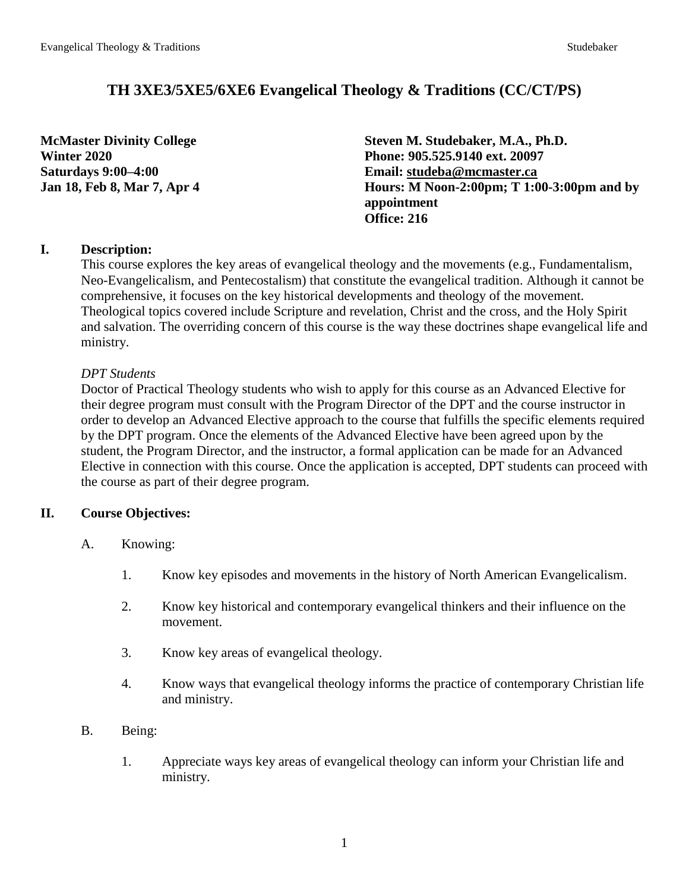# TH 3XE3/5XE5/6XE6 Evangelical Theology & Traditions (CC/CT/PS)

**McMaster Divinity College**
**Winter 2020**
**Saturdays 9:00–4:00**
**Jan 18, Feb 8, Mar 7, Apr 4**

**Steven M. Studebaker, M.A., Ph.D.**
**Phone: 905.525.9140 ext. 20097**
**Email: studeba@mcmaster.ca**
**Hours: M Noon-2:00pm; T 1:00-3:00pm and by appointment**
**Office: 216**

## I. Description:

This course explores the key areas of evangelical theology and the movements (e.g., Fundamentalism, Neo-Evangelicalism, and Pentecostalism) that constitute the evangelical tradition. Although it cannot be comprehensive, it focuses on the key historical developments and theology of the movement. Theological topics covered include Scripture and revelation, Christ and the cross, and the Holy Spirit and salvation. The overriding concern of this course is the way these doctrines shape evangelical life and ministry.

*DPT Students*

Doctor of Practical Theology students who wish to apply for this course as an Advanced Elective for their degree program must consult with the Program Director of the DPT and the course instructor in order to develop an Advanced Elective approach to the course that fulfills the specific elements required by the DPT program. Once the elements of the Advanced Elective have been agreed upon by the student, the Program Director, and the instructor, a formal application can be made for an Advanced Elective in connection with this course. Once the application is accepted, DPT students can proceed with the course as part of their degree program.

## II. Course Objectives:

A. Knowing:

1. Know key episodes and movements in the history of North American Evangelicalism.
2. Know key historical and contemporary evangelical thinkers and their influence on the movement.
3. Know key areas of evangelical theology.
4. Know ways that evangelical theology informs the practice of contemporary Christian life and ministry.

B. Being:

1. Appreciate ways key areas of evangelical theology can inform your Christian life and ministry.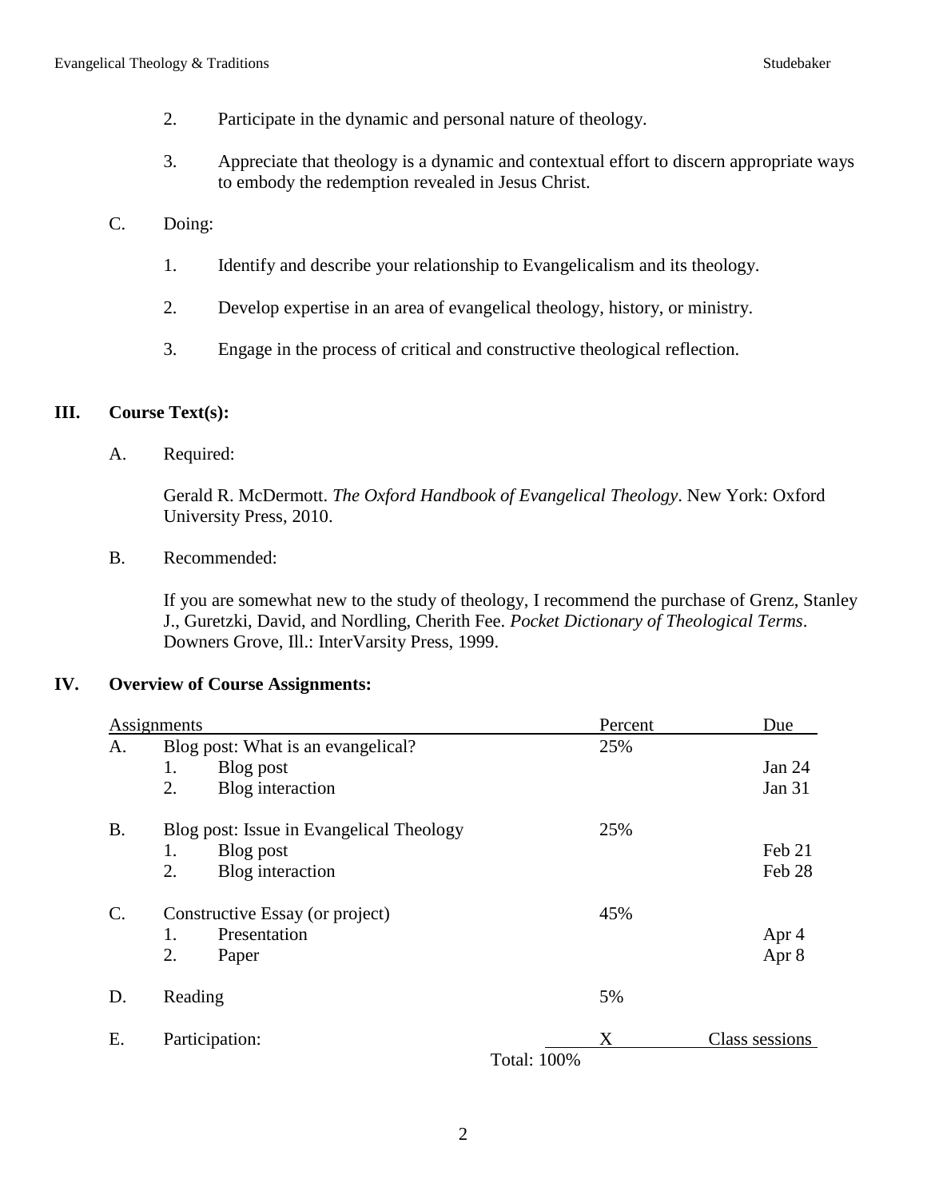2. Participate in the dynamic and personal nature of theology.

3. Appreciate that theology is a dynamic and contextual effort to discern appropriate ways to embody the redemption revealed in Jesus Christ.

C. Doing:

1. Identify and describe your relationship to Evangelicalism and its theology.

2. Develop expertise in an area of evangelical theology, history, or ministry.

3. Engage in the process of critical and constructive theological reflection.

## III. Course Text(s):

A. Required:

Gerald R. McDermott. *The Oxford Handbook of Evangelical Theology*. New York: Oxford University Press, 2010.

B. Recommended:

If you are somewhat new to the study of theology, I recommend the purchase of Grenz, Stanley J., Guretzki, David, and Nordling, Cherith Fee. *Pocket Dictionary of Theological Terms*. Downers Grove, Ill.: InterVarsity Press, 1999.

## IV. Overview of Course Assignments:

| Assignments | | | Percent | Due |
|---|---|---|---|---|
| A. | Blog post: What is an evangelical? | | 25% | |
| | 1. | Blog post | | Jan 24 |
| | 2. | Blog interaction | | Jan 31 |
| B. | Blog post: Issue in Evangelical Theology | | 25% | |
| | 1. | Blog post | | Feb 21 |
| | 2. | Blog interaction | | Feb 28 |
| C. | Constructive Essay (or project) | | 45% | |
| | 1. | Presentation | | Apr 4 |
| | 2. | Paper | | Apr 8 |
| D. | Reading | | 5% | |
| E. | Participation: | | X | Class sessions |
| | | Total: | 100% | |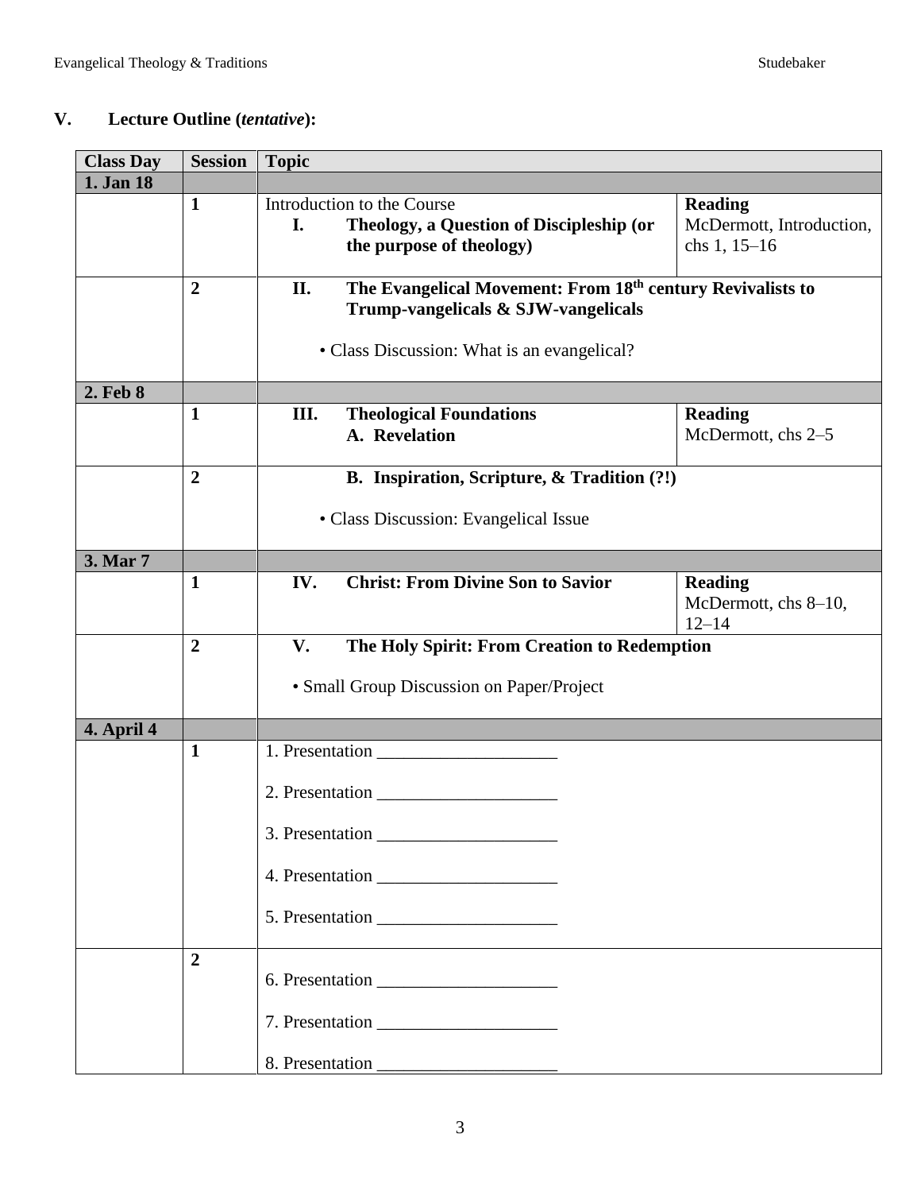## V. Lecture Outline (*tentative*):

| Class Day | Session | Topic | |
|---|---|---|---|
| **1. Jan 18** | | | |
| | **1** | Introduction to the Course<br>**I. Theology, a Question of Discipleship (or the purpose of theology)** | **Reading**<br>McDermott, Introduction, chs 1, 15–16 |
| | **2** | **II. The Evangelical Movement: From 18th century Revivalists to Trump-vangelicals & SJW-vangelicals**<br>• Class Discussion: What is an evangelical? | |
| **2. Feb 8** | | | |
| | **1** | **III. Theological Foundations**<br>**A. Revelation** | **Reading**<br>McDermott, chs 2–5 |
| | **2** | **B. Inspiration, Scripture, & Tradition (?!)**<br>• Class Discussion: Evangelical Issue | |
| **3. Mar 7** | | | |
| | **1** | **IV. Christ: From Divine Son to Savior** | **Reading**<br>McDermott, chs 8–10, 12–14 |
| | **2** | **V. The Holy Spirit: From Creation to Redemption**<br>• Small Group Discussion on Paper/Project | |
| **4. April 4** | | | |
| | **1** | 1. Presentation ____________________<br>2. Presentation ____________________<br>3. Presentation ____________________<br>4. Presentation ____________________<br>5. Presentation ____________________ | |
| | **2** | 6. Presentation ____________________<br>7. Presentation ____________________<br>8. Presentation ____________________ | |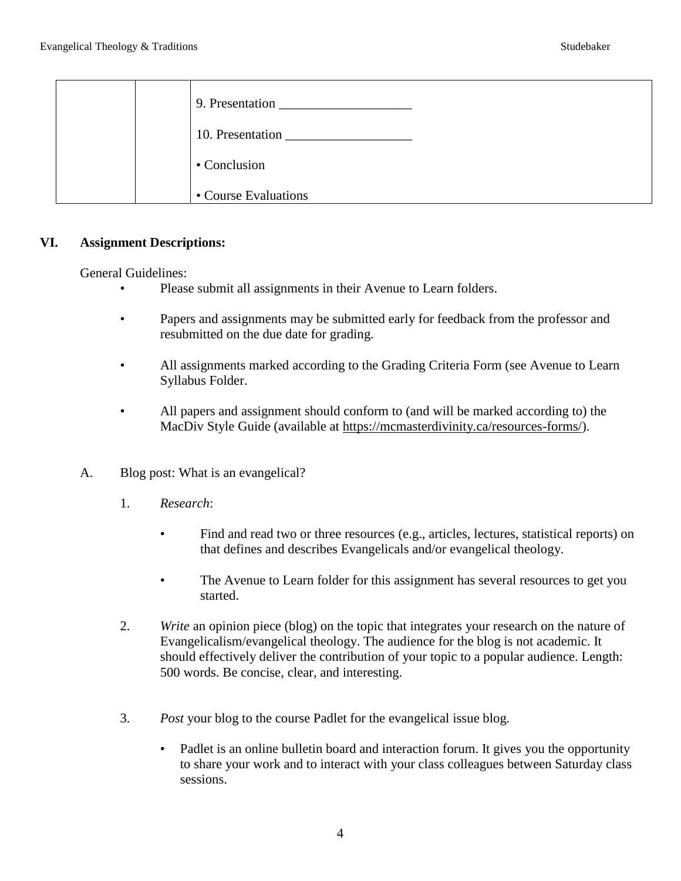| | | 9. Presentation ____________________<br><br>10. Presentation ___________________<br><br>• Conclusion<br><br>• Course Evaluations |
|---|---|---|

## VI. Assignment Descriptions:

General Guidelines:

- Please submit all assignments in their Avenue to Learn folders.
- Papers and assignments may be submitted early for feedback from the professor and resubmitted on the due date for grading.
- All assignments marked according to the Grading Criteria Form (see Avenue to Learn Syllabus Folder.
- All papers and assignment should conform to (and will be marked according to) the MacDiv Style Guide (available at https://mcmasterdivinity.ca/resources-forms/).

A. Blog post: What is an evangelical?

1. *Research*:
   - Find and read two or three resources (e.g., articles, lectures, statistical reports) on that defines and describes Evangelicals and/or evangelical theology.
   - The Avenue to Learn folder for this assignment has several resources to get you started.

2. *Write* an opinion piece (blog) on the topic that integrates your research on the nature of Evangelicalism/evangelical theology. The audience for the blog is not academic. It should effectively deliver the contribution of your topic to a popular audience. Length: 500 words. Be concise, clear, and interesting.

3. *Post* your blog to the course Padlet for the evangelical issue blog.
   - Padlet is an online bulletin board and interaction forum. It gives you the opportunity to share your work and to interact with your class colleagues between Saturday class sessions.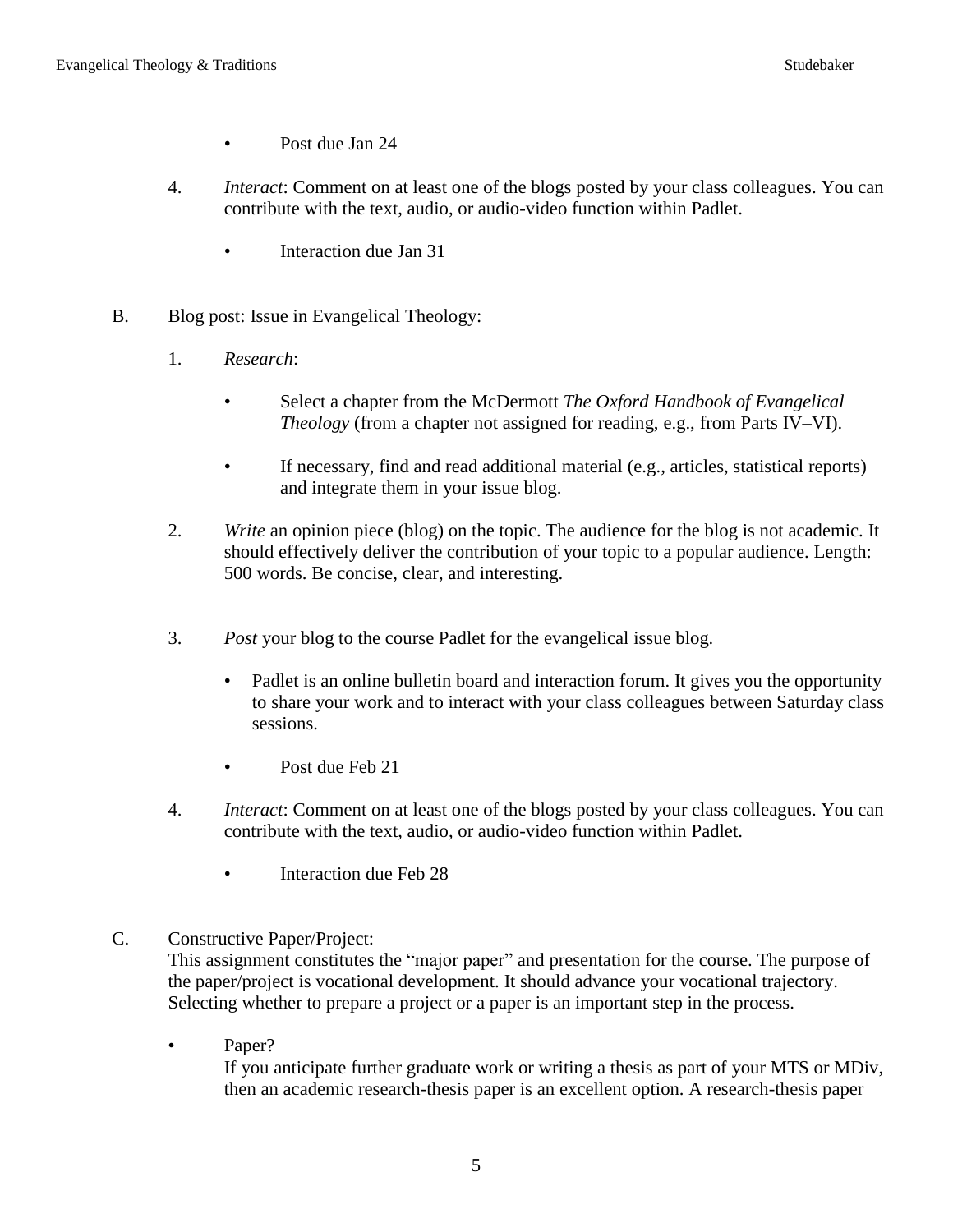- Post due Jan 24

4. *Interact*: Comment on at least one of the blogs posted by your class colleagues. You can contribute with the text, audio, or audio-video function within Padlet.

   - Interaction due Jan 31

B. Blog post: Issue in Evangelical Theology:

1. *Research*:

   - Select a chapter from the McDermott *The Oxford Handbook of Evangelical Theology* (from a chapter not assigned for reading, e.g., from Parts IV–VI).

   - If necessary, find and read additional material (e.g., articles, statistical reports) and integrate them in your issue blog.

2. *Write* an opinion piece (blog) on the topic. The audience for the blog is not academic. It should effectively deliver the contribution of your topic to a popular audience. Length: 500 words. Be concise, clear, and interesting.

3. *Post* your blog to the course Padlet for the evangelical issue blog.

   - Padlet is an online bulletin board and interaction forum. It gives you the opportunity to share your work and to interact with your class colleagues between Saturday class sessions.

   - Post due Feb 21

4. *Interact*: Comment on at least one of the blogs posted by your class colleagues. You can contribute with the text, audio, or audio-video function within Padlet.

   - Interaction due Feb 28

C. Constructive Paper/Project:
This assignment constitutes the "major paper" and presentation for the course. The purpose of the paper/project is vocational development. It should advance your vocational trajectory. Selecting whether to prepare a project or a paper is an important step in the process.

- Paper?
  If you anticipate further graduate work or writing a thesis as part of your MTS or MDiv, then an academic research-thesis paper is an excellent option. A research-thesis paper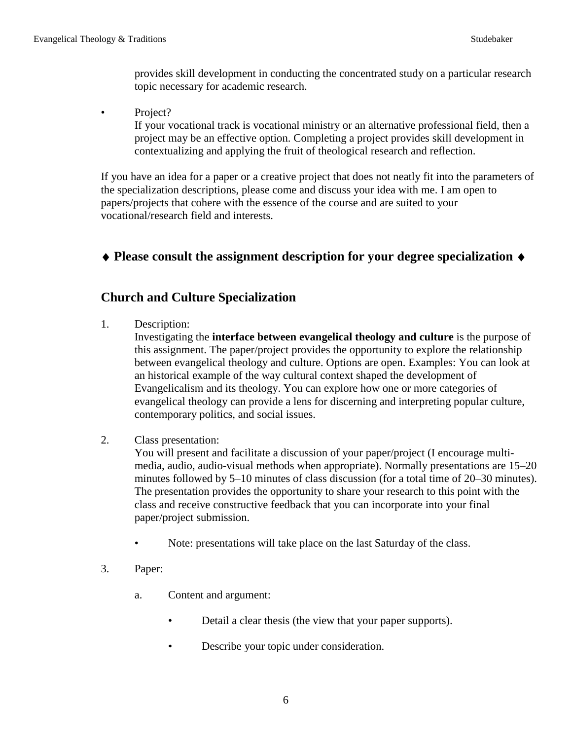provides skill development in conducting the concentrated study on a particular research topic necessary for academic research.

- Project?
  If your vocational track is vocational ministry or an alternative professional field, then a project may be an effective option. Completing a project provides skill development in contextualizing and applying the fruit of theological research and reflection.

If you have an idea for a paper or a creative project that does not neatly fit into the parameters of the specialization descriptions, please come and discuss your idea with me. I am open to papers/projects that cohere with the essence of the course and are suited to your vocational/research field and interests.

### ♦ Please consult the assignment description for your degree specialization ♦

## Church and Culture Specialization

1. Description:
   Investigating the **interface between evangelical theology and culture** is the purpose of this assignment. The paper/project provides the opportunity to explore the relationship between evangelical theology and culture. Options are open. Examples: You can look at an historical example of the way cultural context shaped the development of Evangelicalism and its theology. You can explore how one or more categories of evangelical theology can provide a lens for discerning and interpreting popular culture, contemporary politics, and social issues.

2. Class presentation:
   You will present and facilitate a discussion of your paper/project (I encourage multi-media, audio, audio-visual methods when appropriate). Normally presentations are 15–20 minutes followed by 5–10 minutes of class discussion (for a total time of 20–30 minutes). The presentation provides the opportunity to share your research to this point with the class and receive constructive feedback that you can incorporate into your final paper/project submission.

   - Note: presentations will take place on the last Saturday of the class.

3. Paper:

   a. Content and argument:

      - Detail a clear thesis (the view that your paper supports).

      - Describe your topic under consideration.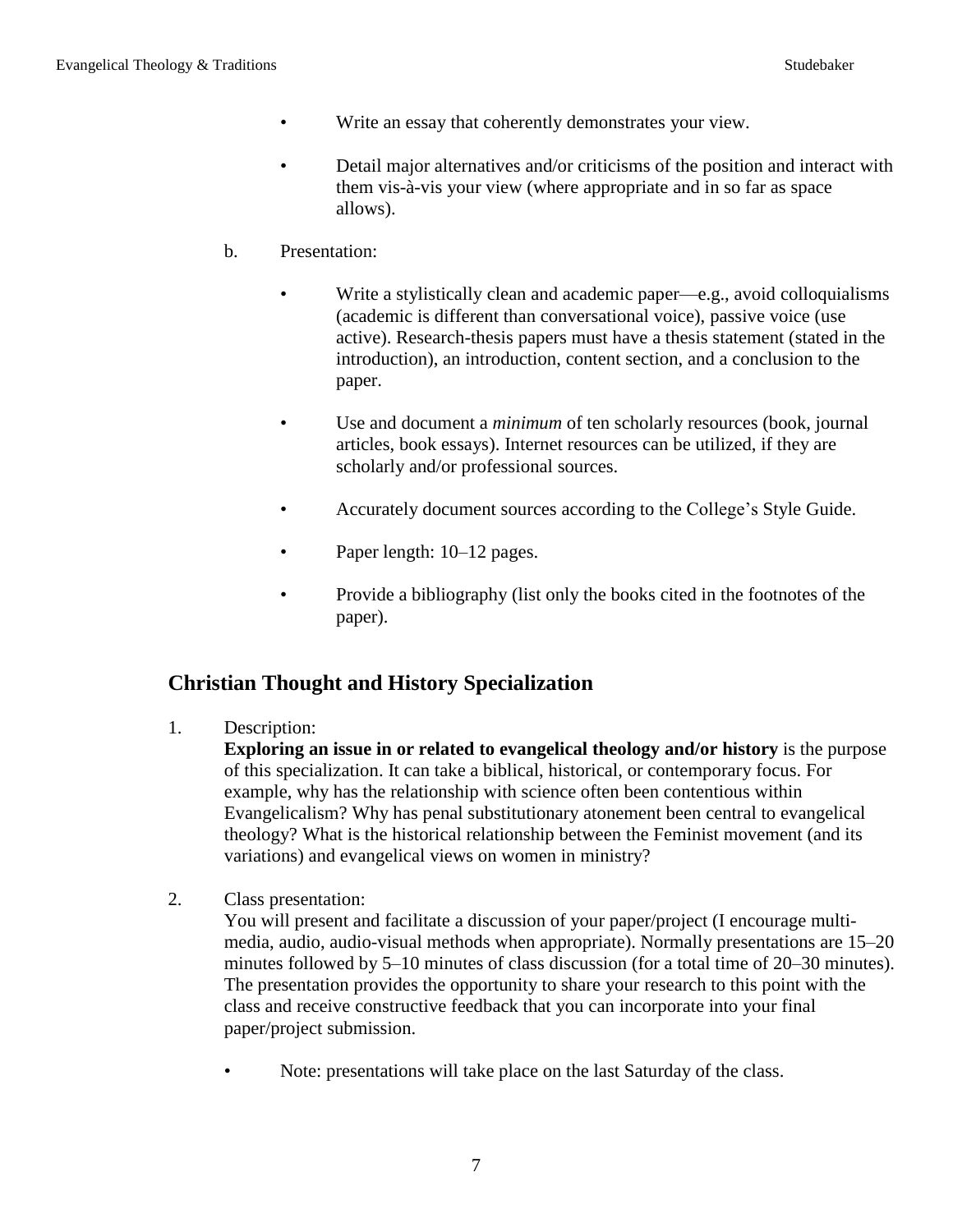- Write an essay that coherently demonstrates your view.
- Detail major alternatives and/or criticisms of the position and interact with them vis-à-vis your view (where appropriate and in so far as space allows).

b. Presentation:

- Write a stylistically clean and academic paper—e.g., avoid colloquialisms (academic is different than conversational voice), passive voice (use active). Research-thesis papers must have a thesis statement (stated in the introduction), an introduction, content section, and a conclusion to the paper.
- Use and document a *minimum* of ten scholarly resources (book, journal articles, book essays). Internet resources can be utilized, if they are scholarly and/or professional sources.
- Accurately document sources according to the College's Style Guide.
- Paper length: 10–12 pages.
- Provide a bibliography (list only the books cited in the footnotes of the paper).

## Christian Thought and History Specialization

1. Description:
   **Exploring an issue in or related to evangelical theology and/or history** is the purpose of this specialization. It can take a biblical, historical, or contemporary focus. For example, why has the relationship with science often been contentious within Evangelicalism? Why has penal substitutionary atonement been central to evangelical theology? What is the historical relationship between the Feminist movement (and its variations) and evangelical views on women in ministry?

2. Class presentation:
   You will present and facilitate a discussion of your paper/project (I encourage multi-media, audio, audio-visual methods when appropriate). Normally presentations are 15–20 minutes followed by 5–10 minutes of class discussion (for a total time of 20–30 minutes). The presentation provides the opportunity to share your research to this point with the class and receive constructive feedback that you can incorporate into your final paper/project submission.

   - Note: presentations will take place on the last Saturday of the class.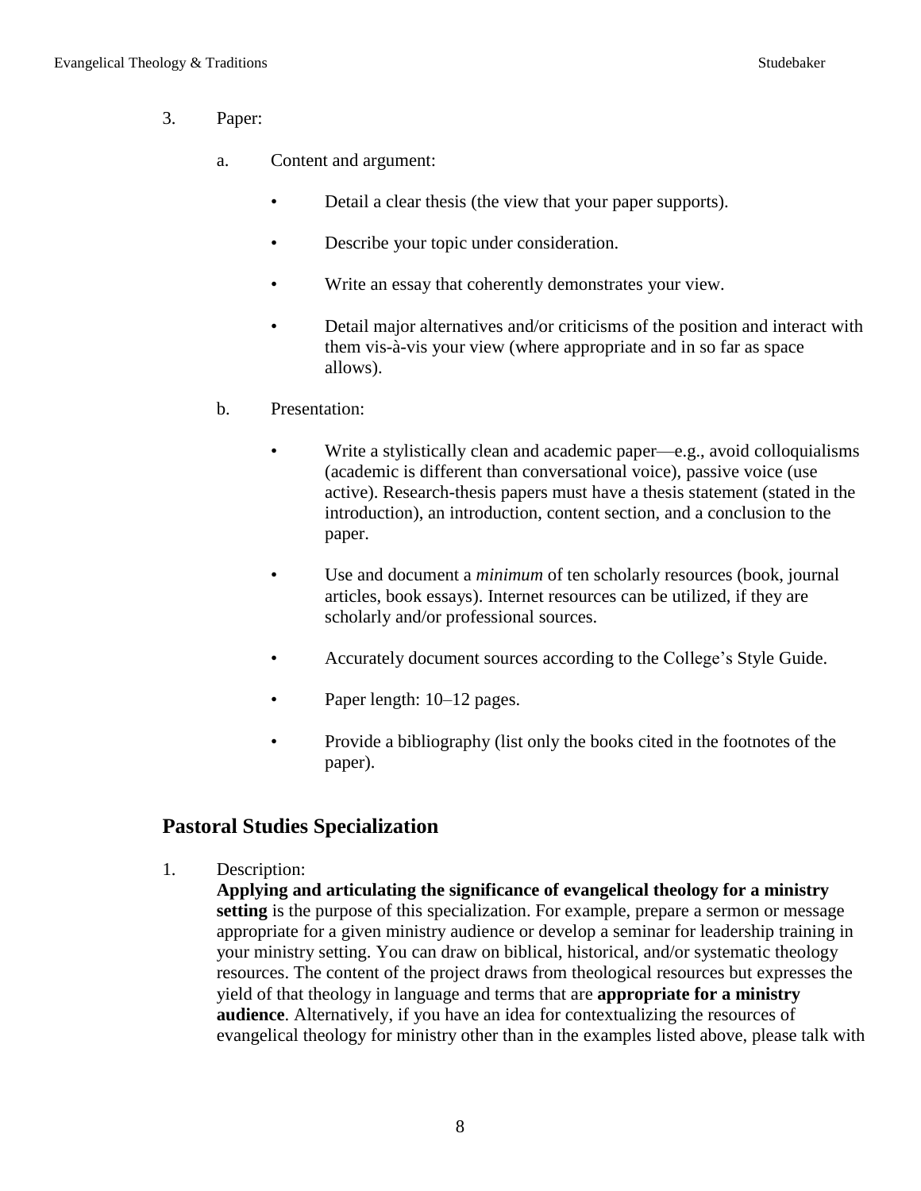3. Paper:

   a. Content and argument:

      - Detail a clear thesis (the view that your paper supports).
      - Describe your topic under consideration.
      - Write an essay that coherently demonstrates your view.
      - Detail major alternatives and/or criticisms of the position and interact with them vis-à-vis your view (where appropriate and in so far as space allows).

   b. Presentation:

      - Write a stylistically clean and academic paper—e.g., avoid colloquialisms (academic is different than conversational voice), passive voice (use active). Research-thesis papers must have a thesis statement (stated in the introduction), an introduction, content section, and a conclusion to the paper.
      - Use and document a *minimum* of ten scholarly resources (book, journal articles, book essays). Internet resources can be utilized, if they are scholarly and/or professional sources.
      - Accurately document sources according to the College's Style Guide.
      - Paper length: 10–12 pages.
      - Provide a bibliography (list only the books cited in the footnotes of the paper).

## Pastoral Studies Specialization

1. Description:
   **Applying and articulating the significance of evangelical theology for a ministry setting** is the purpose of this specialization. For example, prepare a sermon or message appropriate for a given ministry audience or develop a seminar for leadership training in your ministry setting. You can draw on biblical, historical, and/or systematic theology resources. The content of the project draws from theological resources but expresses the yield of that theology in language and terms that are **appropriate for a ministry audience**. Alternatively, if you have an idea for contextualizing the resources of evangelical theology for ministry other than in the examples listed above, please talk with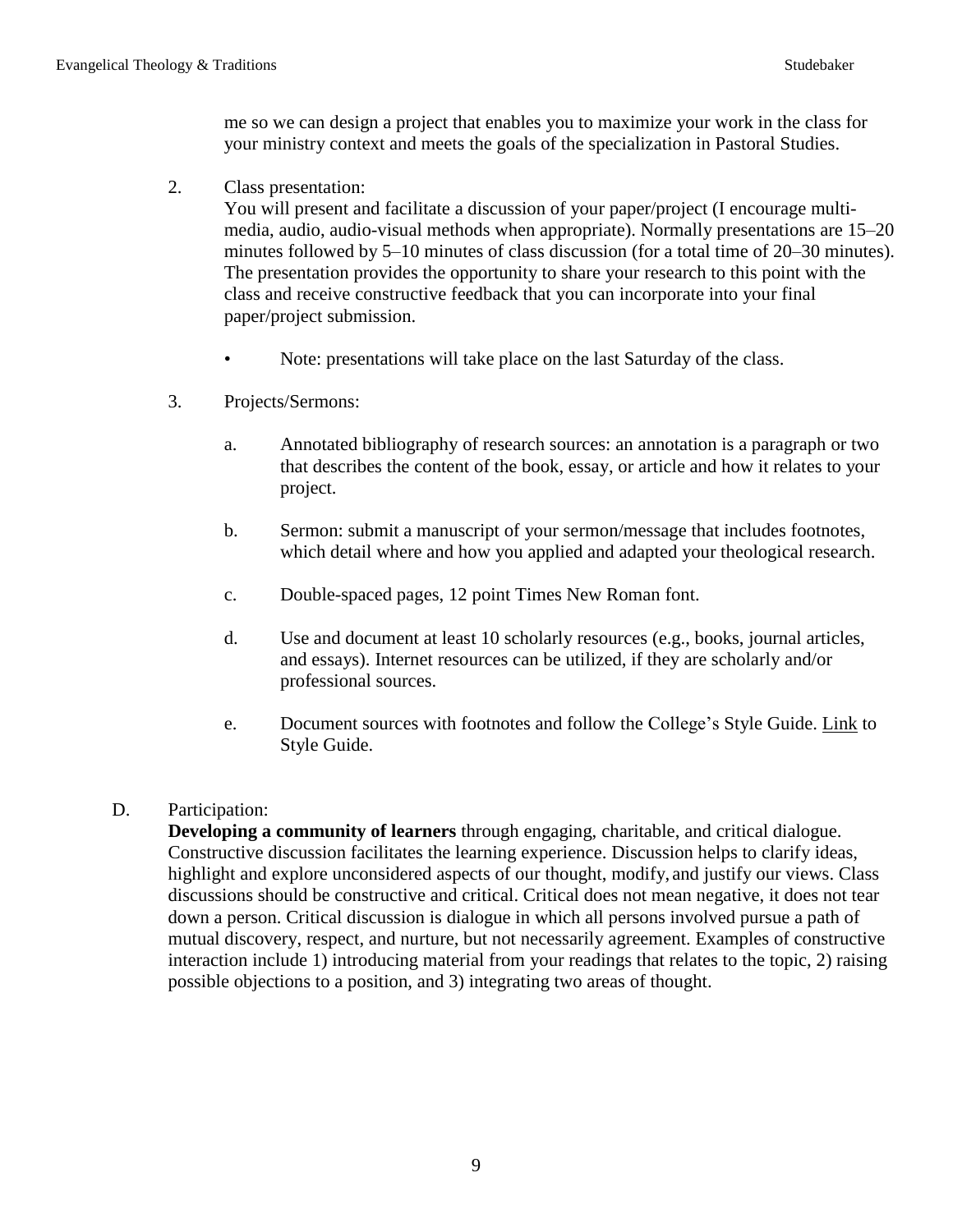me so we can design a project that enables you to maximize your work in the class for your ministry context and meets the goals of the specialization in Pastoral Studies.

2. Class presentation:
   You will present and facilitate a discussion of your paper/project (I encourage multi-media, audio, audio-visual methods when appropriate). Normally presentations are 15–20 minutes followed by 5–10 minutes of class discussion (for a total time of 20–30 minutes). The presentation provides the opportunity to share your research to this point with the class and receive constructive feedback that you can incorporate into your final paper/project submission.

   - Note: presentations will take place on the last Saturday of the class.

3. Projects/Sermons:

   a. Annotated bibliography of research sources: an annotation is a paragraph or two that describes the content of the book, essay, or article and how it relates to your project.

   b. Sermon: submit a manuscript of your sermon/message that includes footnotes, which detail where and how you applied and adapted your theological research.

   c. Double-spaced pages, 12 point Times New Roman font.

   d. Use and document at least 10 scholarly resources (e.g., books, journal articles, and essays). Internet resources can be utilized, if they are scholarly and/or professional sources.

   e. Document sources with footnotes and follow the College's Style Guide. Link to Style Guide.

D. Participation:
   **Developing a community of learners** through engaging, charitable, and critical dialogue. Constructive discussion facilitates the learning experience. Discussion helps to clarify ideas, highlight and explore unconsidered aspects of our thought, modify, and justify our views. Class discussions should be constructive and critical. Critical does not mean negative, it does not tear down a person. Critical discussion is dialogue in which all persons involved pursue a path of mutual discovery, respect, and nurture, but not necessarily agreement. Examples of constructive interaction include 1) introducing material from your readings that relates to the topic, 2) raising possible objections to a position, and 3) integrating two areas of thought.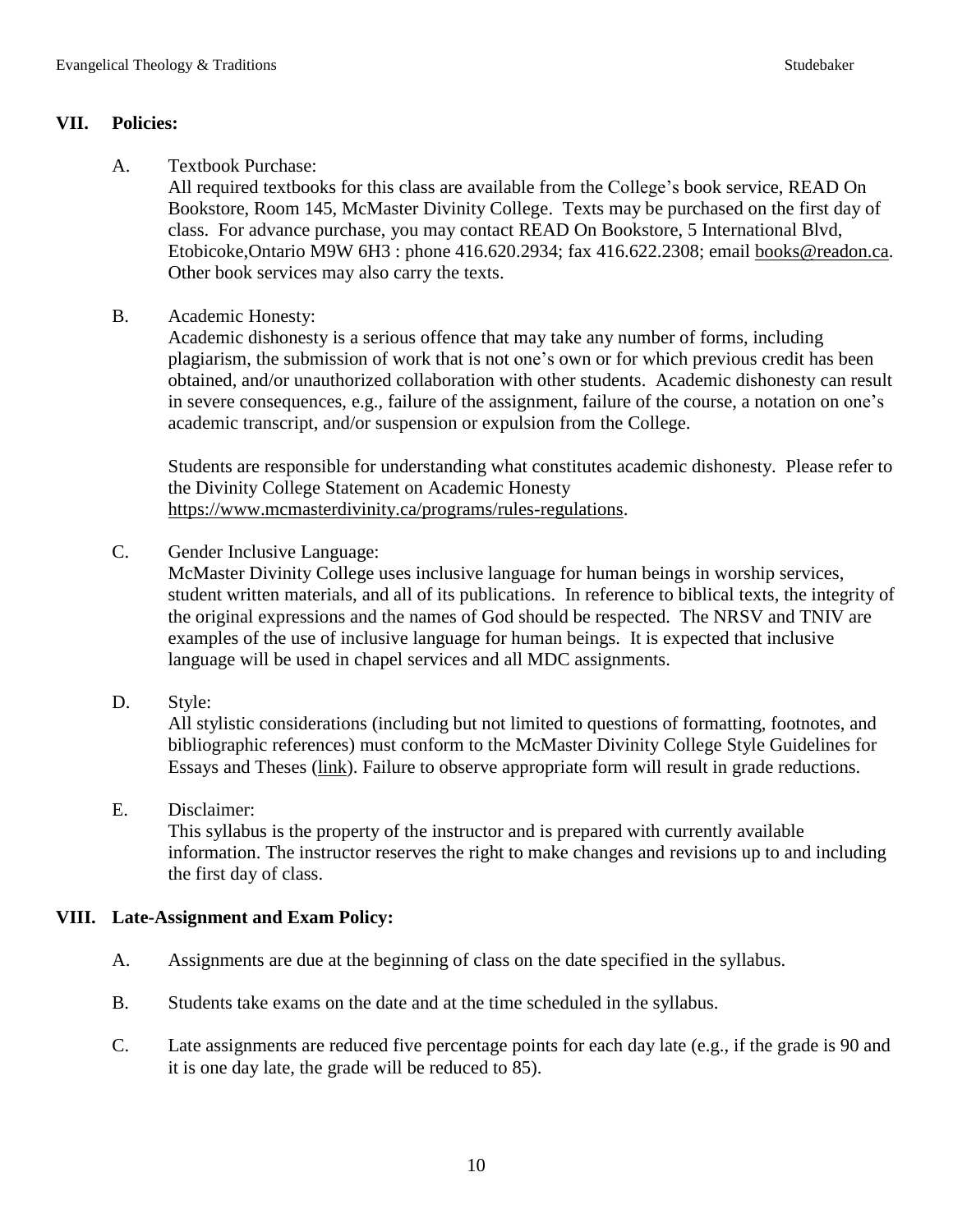## VII. Policies:

A. Textbook Purchase:
All required textbooks for this class are available from the College's book service, READ On Bookstore, Room 145, McMaster Divinity College. Texts may be purchased on the first day of class. For advance purchase, you may contact READ On Bookstore, 5 International Blvd, Etobicoke,Ontario M9W 6H3 : phone 416.620.2934; fax 416.622.2308; email books@readon.ca. Other book services may also carry the texts.

B. Academic Honesty:
Academic dishonesty is a serious offence that may take any number of forms, including plagiarism, the submission of work that is not one's own or for which previous credit has been obtained, and/or unauthorized collaboration with other students. Academic dishonesty can result in severe consequences, e.g., failure of the assignment, failure of the course, a notation on one's academic transcript, and/or suspension or expulsion from the College.

Students are responsible for understanding what constitutes academic dishonesty. Please refer to the Divinity College Statement on Academic Honesty https://www.mcmasterdivinity.ca/programs/rules-regulations.

C. Gender Inclusive Language:
McMaster Divinity College uses inclusive language for human beings in worship services, student written materials, and all of its publications. In reference to biblical texts, the integrity of the original expressions and the names of God should be respected. The NRSV and TNIV are examples of the use of inclusive language for human beings. It is expected that inclusive language will be used in chapel services and all MDC assignments.

D. Style:
All stylistic considerations (including but not limited to questions of formatting, footnotes, and bibliographic references) must conform to the McMaster Divinity College Style Guidelines for Essays and Theses (link). Failure to observe appropriate form will result in grade reductions.

E. Disclaimer:
This syllabus is the property of the instructor and is prepared with currently available information. The instructor reserves the right to make changes and revisions up to and including the first day of class.

## VIII. Late-Assignment and Exam Policy:

A. Assignments are due at the beginning of class on the date specified in the syllabus.

B. Students take exams on the date and at the time scheduled in the syllabus.

C. Late assignments are reduced five percentage points for each day late (e.g., if the grade is 90 and it is one day late, the grade will be reduced to 85).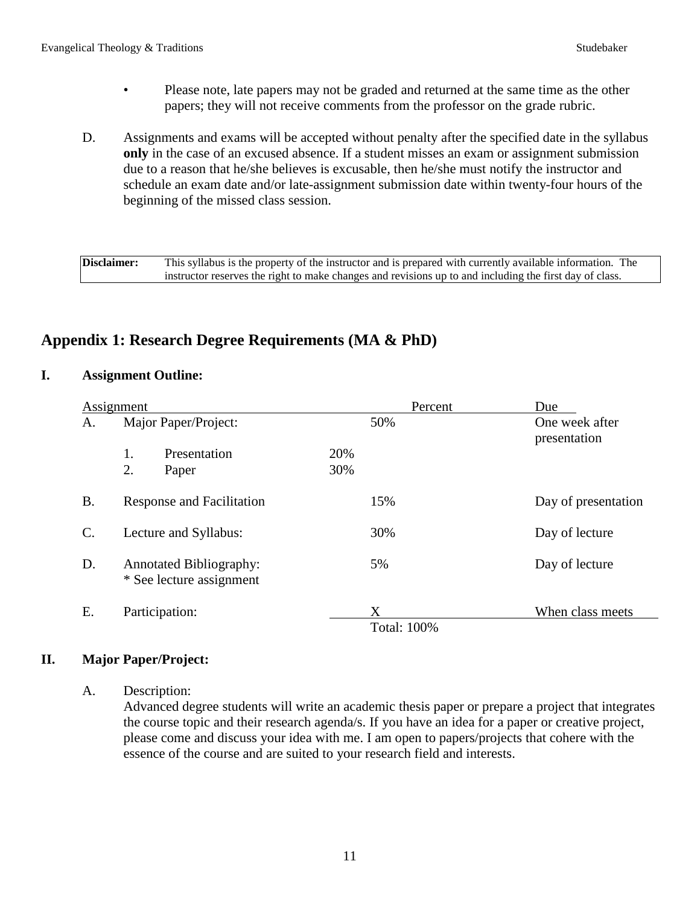- Please note, late papers may not be graded and returned at the same time as the other papers; they will not receive comments from the professor on the grade rubric.

D. Assignments and exams will be accepted without penalty after the specified date in the syllabus **only** in the case of an excused absence. If a student misses an exam or assignment submission due to a reason that he/she believes is excusable, then he/she must notify the instructor and schedule an exam date and/or late-assignment submission date within twenty-four hours of the beginning of the missed class session.

| **Disclaimer:** | This syllabus is the property of the instructor and is prepared with currently available information. The instructor reserves the right to make changes and revisions up to and including the first day of class. |
|---|---|

## Appendix 1: Research Degree Requirements (MA & PhD)

### I. Assignment Outline:

| | Assignment | | Percent | Due |
|---|---|---|---|---|
| A. | Major Paper/Project: | | 50% | One week after presentation |
| | 1. Presentation | 20% | | |
| | 2. Paper | 30% | | |
| B. | Response and Facilitation | | 15% | Day of presentation |
| C. | Lecture and Syllabus: | | 30% | Day of lecture |
| D. | Annotated Bibliography: * See lecture assignment | | 5% | Day of lecture |
| E. | Participation: | | X | When class meets |
| | | | Total: 100% | |

### II. Major Paper/Project:

A. Description:
Advanced degree students will write an academic thesis paper or prepare a project that integrates the course topic and their research agenda/s. If you have an idea for a paper or creative project, please come and discuss your idea with me. I am open to papers/projects that cohere with the essence of the course and are suited to your research field and interests.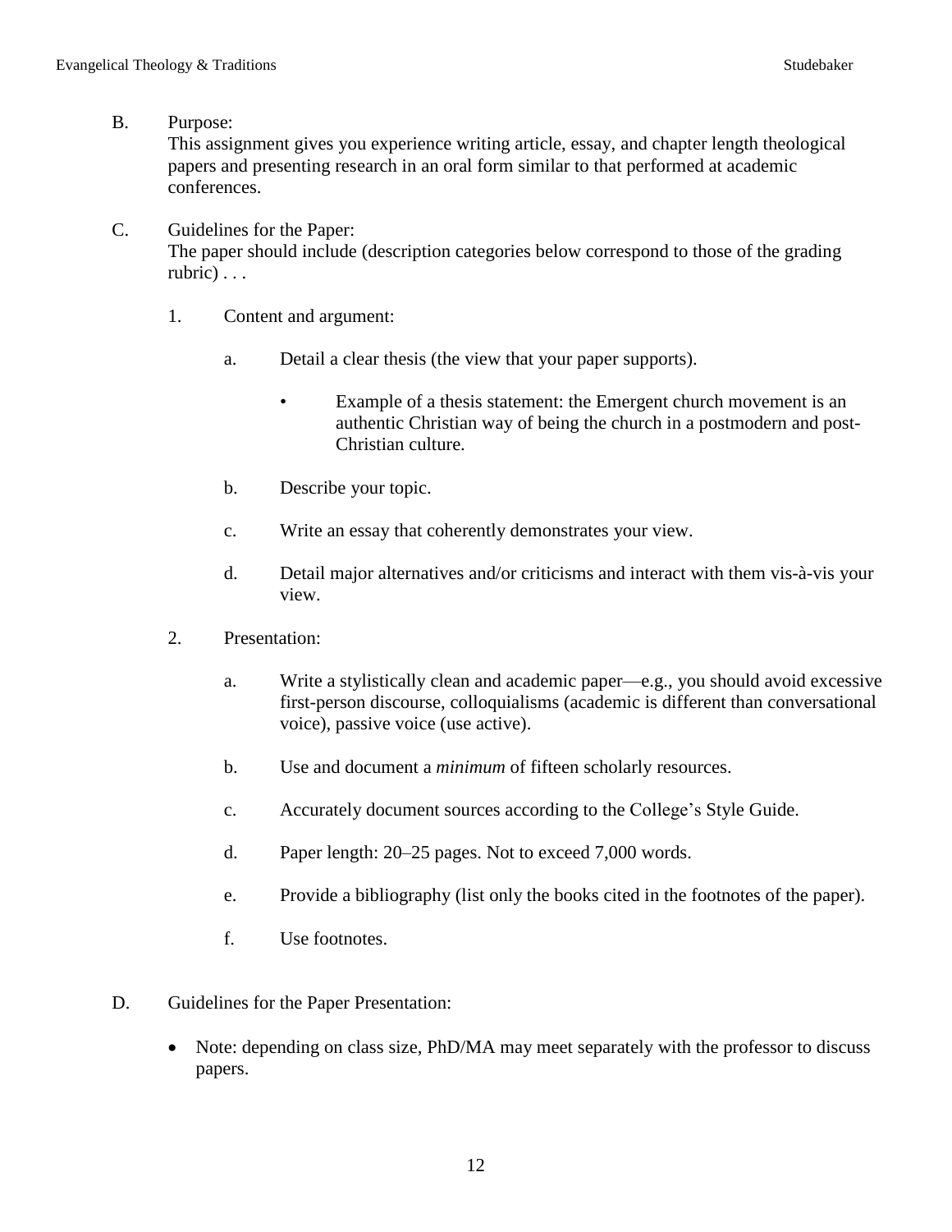B. Purpose:
This assignment gives you experience writing article, essay, and chapter length theological papers and presenting research in an oral form similar to that performed at academic conferences.

C. Guidelines for the Paper:
The paper should include (description categories below correspond to those of the grading rubric) . . .

1. Content and argument:

   a. Detail a clear thesis (the view that your paper supports).

      - Example of a thesis statement: the Emergent church movement is an authentic Christian way of being the church in a postmodern and post-Christian culture.

   b. Describe your topic.

   c. Write an essay that coherently demonstrates your view.

   d. Detail major alternatives and/or criticisms and interact with them vis-à-vis your view.

2. Presentation:

   a. Write a stylistically clean and academic paper—e.g., you should avoid excessive first-person discourse, colloquialisms (academic is different than conversational voice), passive voice (use active).

   b. Use and document a *minimum* of fifteen scholarly resources.

   c. Accurately document sources according to the College's Style Guide.

   d. Paper length: 20–25 pages. Not to exceed 7,000 words.

   e. Provide a bibliography (list only the books cited in the footnotes of the paper).

   f. Use footnotes.

D. Guidelines for the Paper Presentation:

- Note: depending on class size, PhD/MA may meet separately with the professor to discuss papers.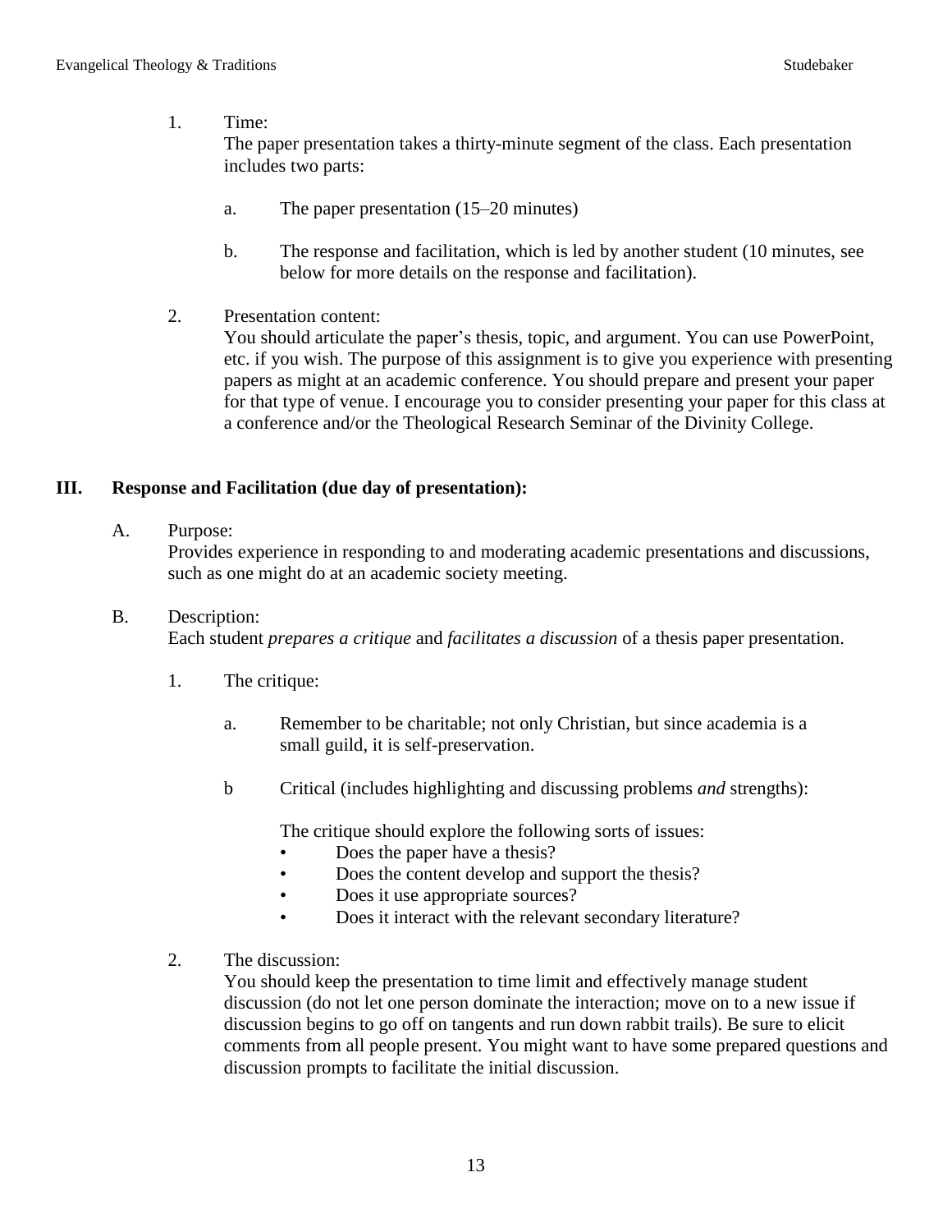1. Time:
   The paper presentation takes a thirty-minute segment of the class. Each presentation includes two parts:

   a. The paper presentation (15–20 minutes)

   b. The response and facilitation, which is led by another student (10 minutes, see below for more details on the response and facilitation).

2. Presentation content:
   You should articulate the paper's thesis, topic, and argument. You can use PowerPoint, etc. if you wish. The purpose of this assignment is to give you experience with presenting papers as might at an academic conference. You should prepare and present your paper for that type of venue. I encourage you to consider presenting your paper for this class at a conference and/or the Theological Research Seminar of the Divinity College.

## III. Response and Facilitation (due day of presentation):

A. Purpose:
   Provides experience in responding to and moderating academic presentations and discussions, such as one might do at an academic society meeting.

B. Description:
   Each student *prepares a critique* and *facilitates a discussion* of a thesis paper presentation.

   1. The critique:

      a. Remember to be charitable; not only Christian, but since academia is a small guild, it is self-preservation.

      b Critical (includes highlighting and discussing problems *and* strengths):

         The critique should explore the following sorts of issues:
         - Does the paper have a thesis?
         - Does the content develop and support the thesis?
         - Does it use appropriate sources?
         - Does it interact with the relevant secondary literature?

   2. The discussion:
      You should keep the presentation to time limit and effectively manage student discussion (do not let one person dominate the interaction; move on to a new issue if discussion begins to go off on tangents and run down rabbit trails). Be sure to elicit comments from all people present. You might want to have some prepared questions and discussion prompts to facilitate the initial discussion.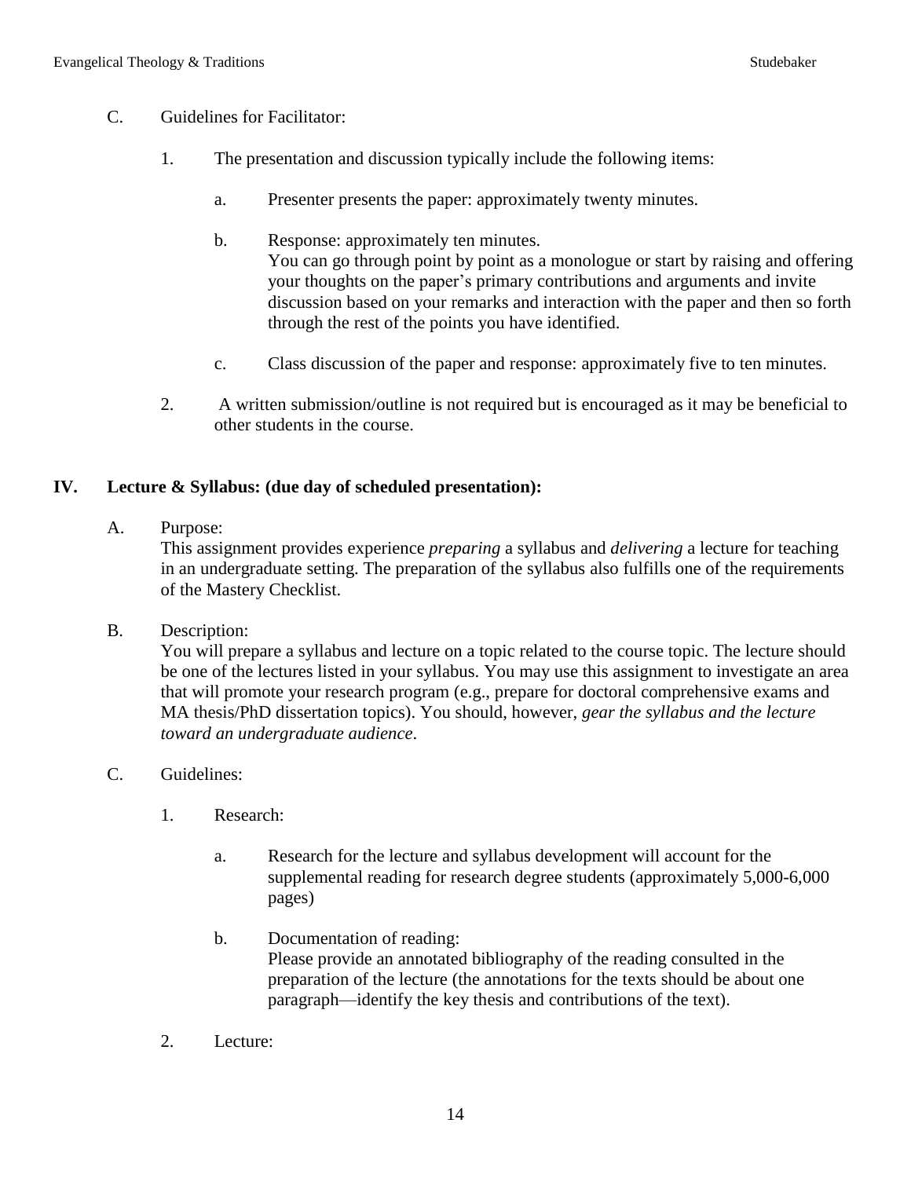C. Guidelines for Facilitator:

1. The presentation and discussion typically include the following items:

   a. Presenter presents the paper: approximately twenty minutes.

   b. Response: approximately ten minutes.
   You can go through point by point as a monologue or start by raising and offering your thoughts on the paper's primary contributions and arguments and invite discussion based on your remarks and interaction with the paper and then so forth through the rest of the points you have identified.

   c. Class discussion of the paper and response: approximately five to ten minutes.

2. A written submission/outline is not required but is encouraged as it may be beneficial to other students in the course.

## IV. Lecture & Syllabus: (due day of scheduled presentation):

A. Purpose:
This assignment provides experience *preparing* a syllabus and *delivering* a lecture for teaching in an undergraduate setting. The preparation of the syllabus also fulfills one of the requirements of the Mastery Checklist.

B. Description:
You will prepare a syllabus and lecture on a topic related to the course topic. The lecture should be one of the lectures listed in your syllabus. You may use this assignment to investigate an area that will promote your research program (e.g., prepare for doctoral comprehensive exams and MA thesis/PhD dissertation topics). You should, however, *gear the syllabus and the lecture toward an undergraduate audience*.

C. Guidelines:

1. Research:

   a. Research for the lecture and syllabus development will account for the supplemental reading for research degree students (approximately 5,000-6,000 pages)

   b. Documentation of reading:
   Please provide an annotated bibliography of the reading consulted in the preparation of the lecture (the annotations for the texts should be about one paragraph—identify the key thesis and contributions of the text).

2. Lecture: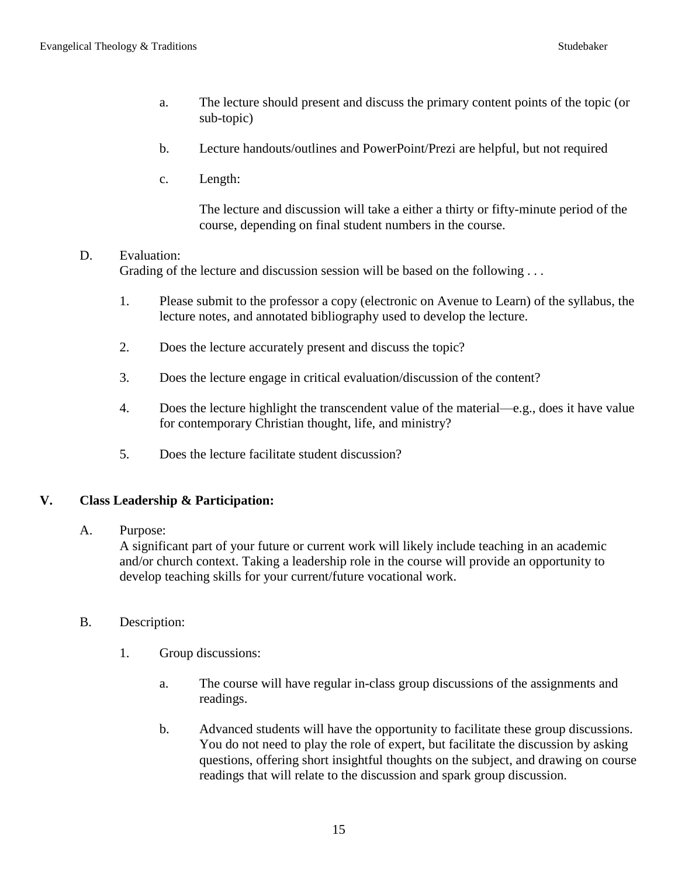a. The lecture should present and discuss the primary content points of the topic (or sub-topic)

b. Lecture handouts/outlines and PowerPoint/Prezi are helpful, but not required

c. Length:

   The lecture and discussion will take a either a thirty or fifty-minute period of the course, depending on final student numbers in the course.

D. Evaluation:
Grading of the lecture and discussion session will be based on the following . . .

1. Please submit to the professor a copy (electronic on Avenue to Learn) of the syllabus, the lecture notes, and annotated bibliography used to develop the lecture.

2. Does the lecture accurately present and discuss the topic?

3. Does the lecture engage in critical evaluation/discussion of the content?

4. Does the lecture highlight the transcendent value of the material—e.g., does it have value for contemporary Christian thought, life, and ministry?

5. Does the lecture facilitate student discussion?

## V. Class Leadership & Participation:

A. Purpose:
A significant part of your future or current work will likely include teaching in an academic and/or church context. Taking a leadership role in the course will provide an opportunity to develop teaching skills for your current/future vocational work.

B. Description:

1. Group discussions:

   a. The course will have regular in-class group discussions of the assignments and readings.

   b. Advanced students will have the opportunity to facilitate these group discussions. You do not need to play the role of expert, but facilitate the discussion by asking questions, offering short insightful thoughts on the subject, and drawing on course readings that will relate to the discussion and spark group discussion.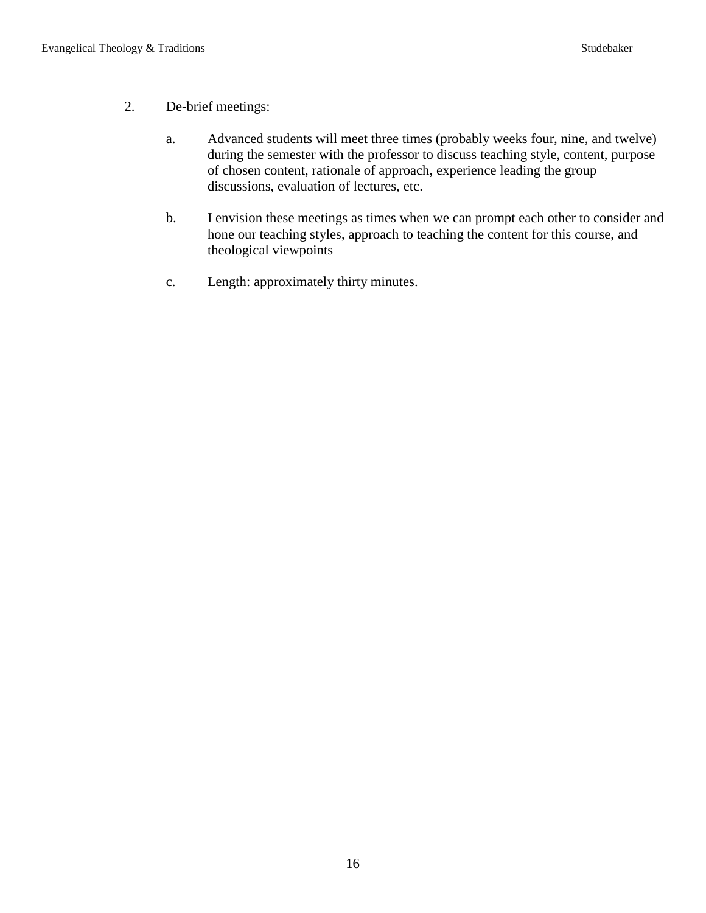2. De-brief meetings:

   a. Advanced students will meet three times (probably weeks four, nine, and twelve) during the semester with the professor to discuss teaching style, content, purpose of chosen content, rationale of approach, experience leading the group discussions, evaluation of lectures, etc.

   b. I envision these meetings as times when we can prompt each other to consider and hone our teaching styles, approach to teaching the content for this course, and theological viewpoints

   c. Length: approximately thirty minutes.